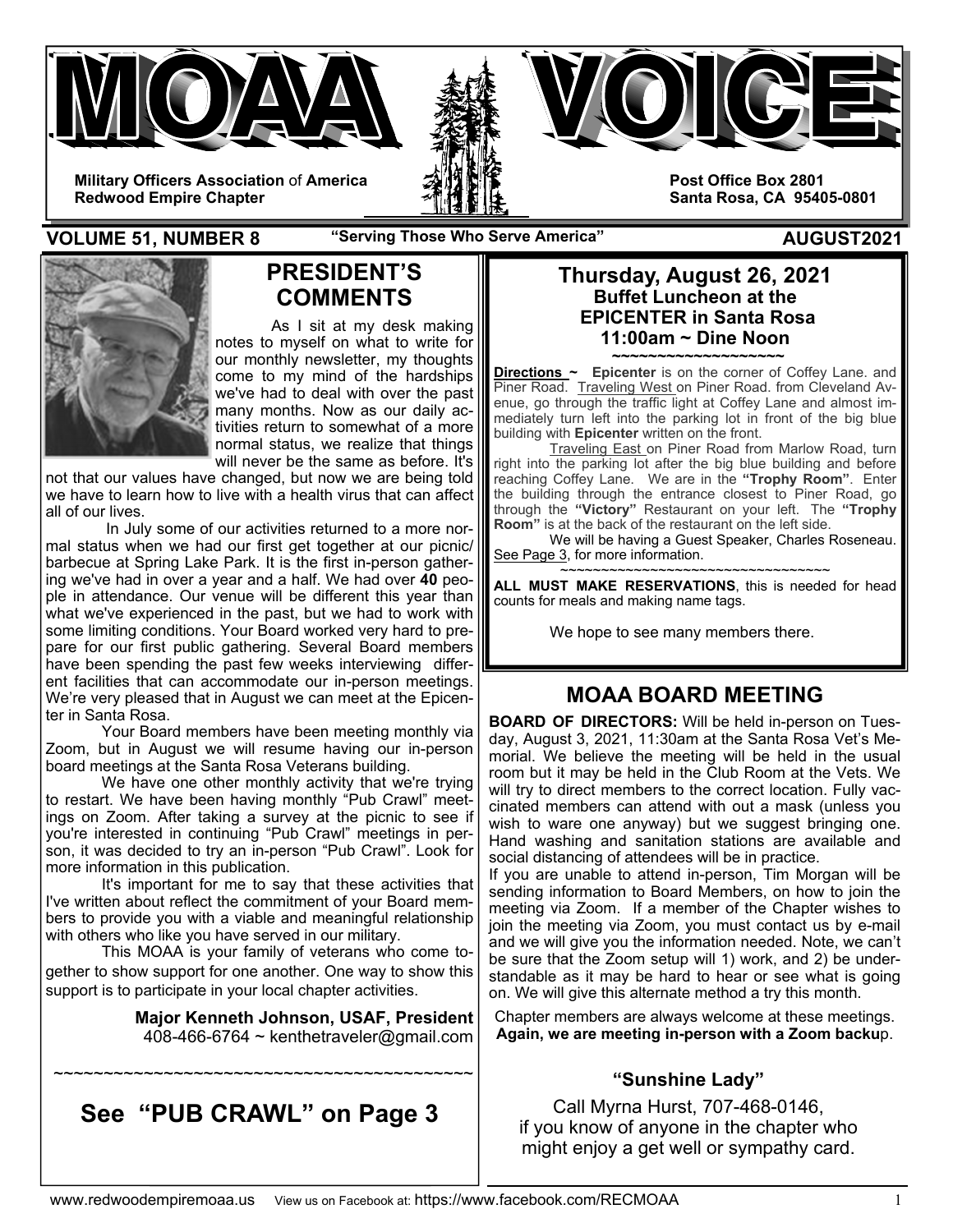# MOAA VOICE

**Military Officers Association of America**
**Redwood Empire Chapter**

**Post Office Box 2801**
**Santa Rosa, CA 95405-0801**

**VOLUME 51, NUMBER 8** **"Serving Those Who Serve America"** **AUGUST2021**

## PRESIDENT'S COMMENTS

As I sit at my desk making notes to myself on what to write for our monthly newsletter, my thoughts come to my mind of the hardships we've had to deal with over the past many months. Now as our daily activities return to somewhat of a more normal status, we realize that things will never be the same as before. It's not that our values have changed, but now we are being told we have to learn how to live with a health virus that can affect all of our lives.

In July some of our activities returned to a more normal status when we had our first get together at our picnic/barbecue at Spring Lake Park. It is the first in-person gathering we've had in over a year and a half. We had over **40** people in attendance. Our venue will be different this year than what we've experienced in the past, but we had to work with some limiting conditions. Your Board worked very hard to prepare for our first public gathering. Several Board members have been spending the past few weeks interviewing different facilities that can accommodate our in-person meetings. We're very pleased that in August we can meet at the Epicenter in Santa Rosa.

Your Board members have been meeting monthly via Zoom, but in August we will resume having our in-person board meetings at the Santa Rosa Veterans building.

We have one other monthly activity that we're trying to restart. We have been having monthly "Pub Crawl" meetings on Zoom. After taking a survey at the picnic to see if you're interested in continuing "Pub Crawl" meetings in person, it was decided to try an in-person "Pub Crawl". Look for more information in this publication.

It's important for me to say that these activities that I've written about reflect the commitment of your Board members to provide you with a viable and meaningful relationship with others who like you have served in our military.

This MOAA is your family of veterans who come together to show support for one another. One way to show this support is to participate in your local chapter activities.

**Major Kenneth Johnson, USAF, President**
408-466-6764 ~ kenthetraveler@gmail.com

~~~~~~~~~~~~~~~~~~~~~~~~~~~~~~~~~~~~~~~~~~~

## See "PUB CRAWL" on Page 3

## Thursday, August 26, 2021
### Buffet Luncheon at the EPICENTER in Santa Rosa
### 11:00am ~ Dine Noon

~~~~~~~~~~~~~~~~~~~~

**Directions ~** **Epicenter** is on the corner of Coffey Lane. and Piner Road. Traveling West on Piner Road. from Cleveland Avenue, go through the traffic light at Coffey Lane and almost immediately turn left into the parking lot in front of the big blue building with **Epicenter** written on the front.

Traveling East on Piner Road from Marlow Road, turn right into the parking lot after the big blue building and before reaching Coffey Lane. We are in the **"Trophy Room"**. Enter the building through the entrance closest to Piner Road, go through the **"Victory"** Restaurant on your left. The **"Trophy Room"** is at the back of the restaurant on the left side.

We will be having a Guest Speaker, Charles Roseneau. See Page 3, for more information.

~~~~~~~~~~~~~~~~~~~~~~~~~~~~~~~~~~

**ALL MUST MAKE RESERVATIONS**, this is needed for head counts for meals and making name tags.

We hope to see many members there.

## MOAA BOARD MEETING

**BOARD OF DIRECTORS:** Will be held in-person on Tuesday, August 3, 2021, 11:30am at the Santa Rosa Vet's Memorial. We believe the meeting will be held in the usual room but it may be held in the Club Room at the Vets. We will try to direct members to the correct location. Fully vaccinated members can attend with out a mask (unless you wish to ware one anyway) but we suggest bringing one. Hand washing and sanitation stations are available and social distancing of attendees will be in practice.

If you are unable to attend in-person, Tim Morgan will be sending information to Board Members, on how to join the meeting via Zoom. If a member of the Chapter wishes to join the meeting via Zoom, you must contact us by e-mail and we will give you the information needed. Note, we can't be sure that the Zoom setup will 1) work, and 2) be understandable as it may be hard to hear or see what is going on. We will give this alternate method a try this month.

Chapter members are always welcome at these meetings. **Again, we are meeting in-person with a Zoom backup**.

### "Sunshine Lady"

Call Myrna Hurst, 707-468-0146, if you know of anyone in the chapter who might enjoy a get well or sympathy card.

www.redwoodempiremoaa.us View us on Facebook at: https://www.facebook.com/RECMOAA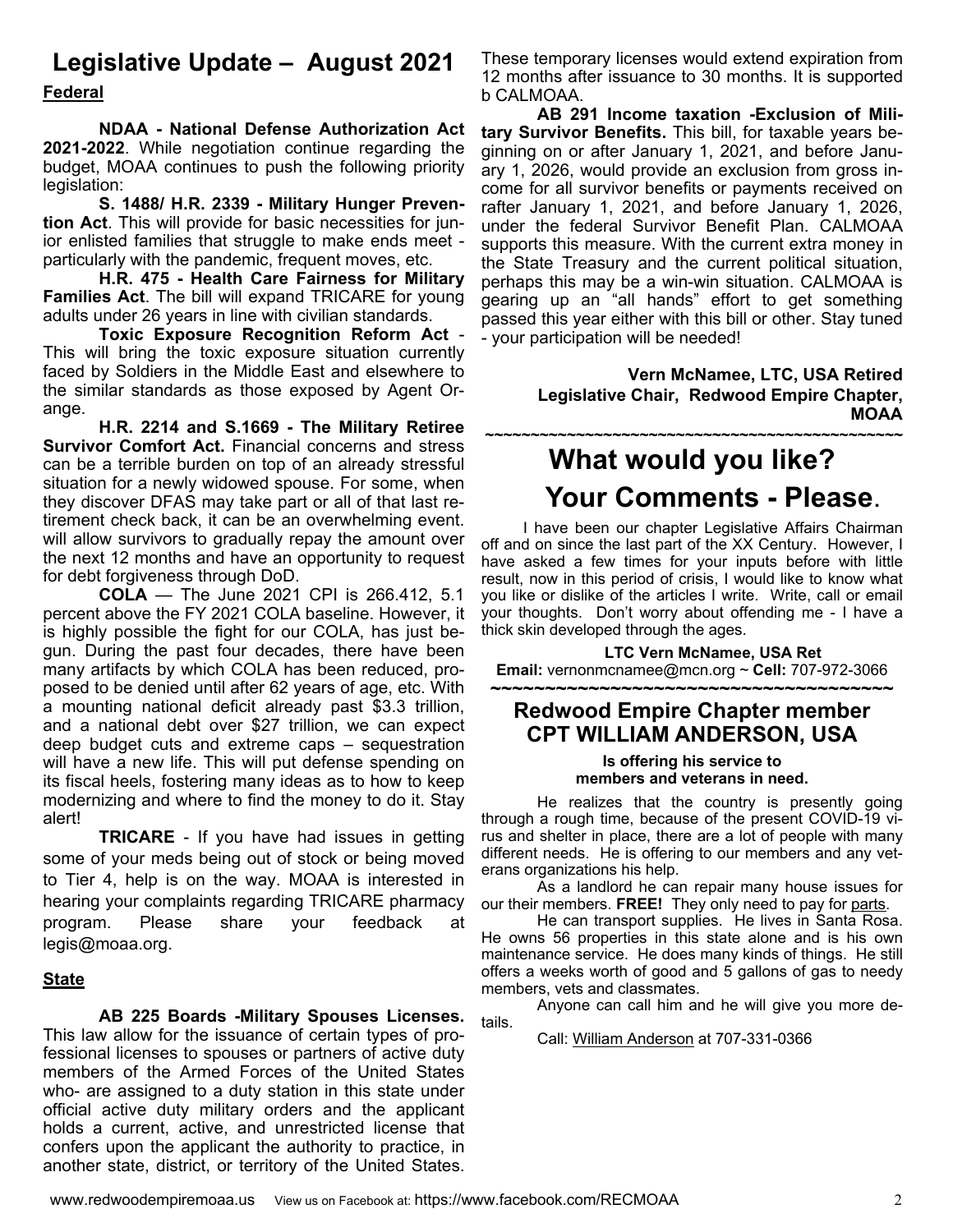## Legislative Update – August 2021

**Federal**

**NDAA - National Defense Authorization Act 2021-2022**. While negotiation continue regarding the budget, MOAA continues to push the following priority legislation:

**S. 1488/ H.R. 2339 - Military Hunger Prevention Act**. This will provide for basic necessities for junior enlisted families that struggle to make ends meet - particularly with the pandemic, frequent moves, etc.

**H.R. 475 - Health Care Fairness for Military Families Act**. The bill will expand TRICARE for young adults under 26 years in line with civilian standards.

**Toxic Exposure Recognition Reform Act** - This will bring the toxic exposure situation currently faced by Soldiers in the Middle East and elsewhere to the similar standards as those exposed by Agent Orange.

**H.R. 2214 and S.1669 - The Military Retiree Survivor Comfort Act.** Financial concerns and stress can be a terrible burden on top of an already stressful situation for a newly widowed spouse. For some, when they discover DFAS may take part or all of that last retirement check back, it can be an overwhelming event. will allow survivors to gradually repay the amount over the next 12 months and have an opportunity to request for debt forgiveness through DoD.

**COLA** — The June 2021 CPI is 266.412, 5.1 percent above the FY 2021 COLA baseline. However, it is highly possible the fight for our COLA, has just begun. During the past four decades, there have been many artifacts by which COLA has been reduced, proposed to be denied until after 62 years of age, etc. With a mounting national deficit already past $3.3 trillion, and a national debt over $27 trillion, we can expect deep budget cuts and extreme caps – sequestration will have a new life. This will put defense spending on its fiscal heels, fostering many ideas as to how to keep modernizing and where to find the money to do it. Stay alert!

**TRICARE** - If you have had issues in getting some of your meds being out of stock or being moved to Tier 4, help is on the way. MOAA is interested in hearing your complaints regarding TRICARE pharmacy program. Please share your feedback at legis@moaa.org.

**State**

**AB 225 Boards -Military Spouses Licenses.** This law allow for the issuance of certain types of professional licenses to spouses or partners of active duty members of the Armed Forces of the United States who- are assigned to a duty station in this state under official active duty military orders and the applicant holds a current, active, and unrestricted license that confers upon the applicant the authority to practice, in another state, district, or territory of the United States. These temporary licenses would extend expiration from 12 months after issuance to 30 months. It is supported b CALMOAA.

**AB 291 Income taxation -Exclusion of Military Survivor Benefits.** This bill, for taxable years beginning on or after January 1, 2021, and before January 1, 2026, would provide an exclusion from gross income for all survivor benefits or payments received on rafter January 1, 2021, and before January 1, 2026, under the federal Survivor Benefit Plan. CALMOAA supports this measure. With the current extra money in the State Treasury and the current political situation, perhaps this may be a win-win situation. CALMOAA is gearing up an "all hands" effort to get something passed this year either with this bill or other. Stay tuned - your participation will be needed!

**Vern McNamee, LTC, USA Retired**
**Legislative Chair, Redwood Empire Chapter, MOAA**

~~~~~~~~~~~~~~~~~~~~~~~~~~~~~~~~~~~~~~~~~~~~~~

## What would you like? Your Comments - Please.

I have been our chapter Legislative Affairs Chairman off and on since the last part of the XX Century. However, I have asked a few times for your inputs before with little result, now in this period of crisis, I would like to know what you like or dislike of the articles I write. Write, call or email your thoughts. Don't worry about offending me - I have a thick skin developed through the ages.

**LTC Vern McNamee, USA Ret**
**Email:** vernonmcnamee@mcn.org ~ **Cell:** 707-972-3066

~~~~~~~~~~~~~~~~~~~~~~~~~~~~~~~~~~~~~~

## Redwood Empire Chapter member CPT WILLIAM ANDERSON, USA

**Is offering his service to members and veterans in need.**

He realizes that the country is presently going through a rough time, because of the present COVID-19 virus and shelter in place, there are a lot of people with many different needs. He is offering to our members and any veterans organizations his help.

As a landlord he can repair many house issues for our their members. **FREE!** They only need to pay for parts.

He can transport supplies. He lives in Santa Rosa. He owns 56 properties in this state alone and is his own maintenance service. He does many kinds of things. He still offers a weeks worth of good and 5 gallons of gas to needy members, vets and classmates.

Anyone can call him and he will give you more details.

Call: William Anderson at 707-331-0366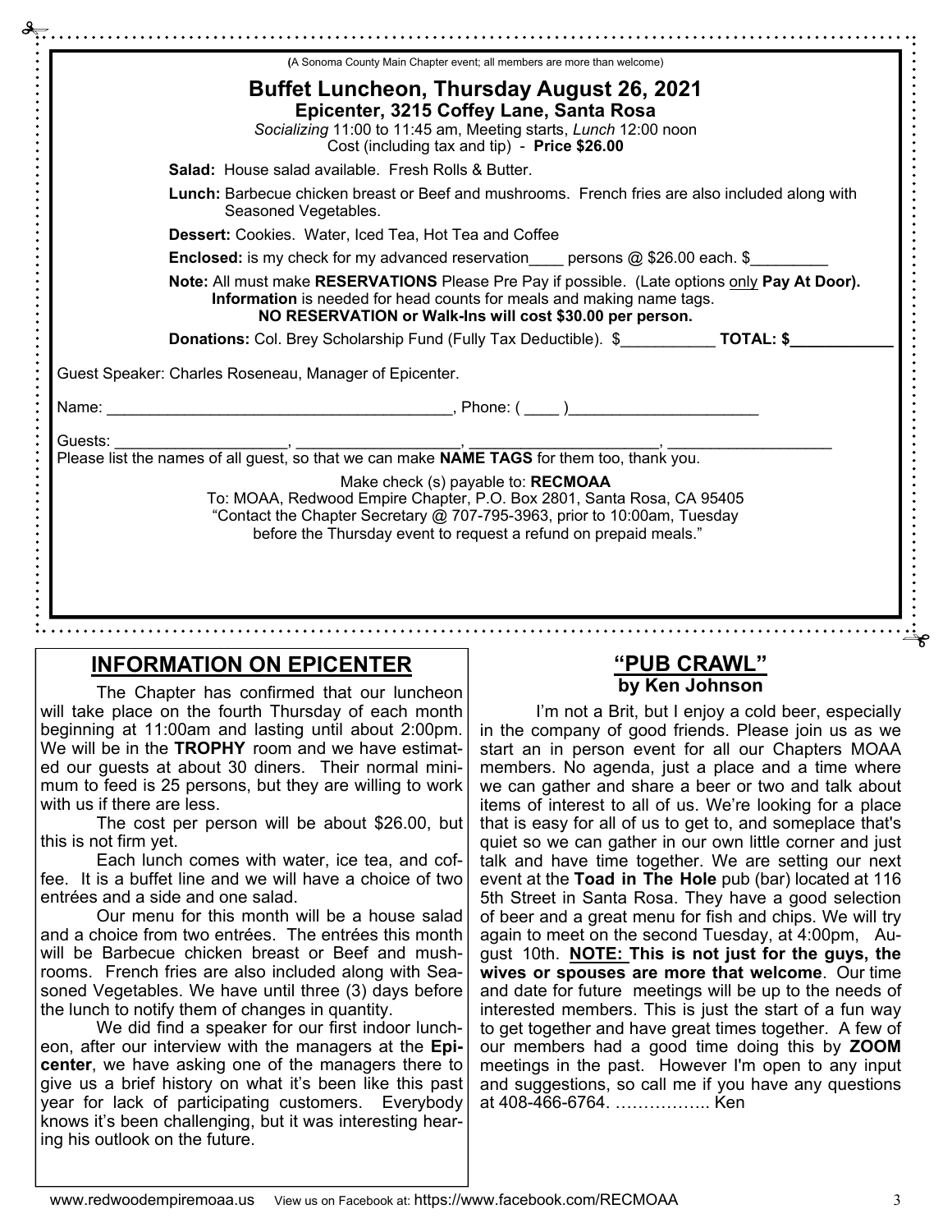(A Sonoma County Main Chapter event; all members are more than welcome)

## Buffet Luncheon, Thursday August 26, 2021

### Epicenter, 3215 Coffey Lane, Santa Rosa

*Socializing* 11:00 to 11:45 am, Meeting starts, *Lunch* 12:00 noon
Cost (including tax and tip) - **Price $26.00**

**Salad:** House salad available. Fresh Rolls & Butter.

**Lunch:** Barbecue chicken breast or Beef and mushrooms. French fries are also included along with Seasoned Vegetables.

**Dessert:** Cookies. Water, Iced Tea, Hot Tea and Coffee

**Enclosed:** is my check for my advanced reservation____ persons @ $26.00 each. $_________

**Note:** All must make **RESERVATIONS** Please Pre Pay if possible. (Late options only **Pay At Door). Information** is needed for head counts for meals and making name tags.
**NO RESERVATION or Walk-Ins will cost $30.00 per person.**

**Donations:** Col. Brey Scholarship Fund (Fully Tax Deductible). $___________ **TOTAL: $____________**

Guest Speaker: Charles Roseneau, Manager of Epicenter.

Name: ________________________________________, Phone: ( ____ )______________________

Guests: ____________________, ___________________, ______________________, ___________________
Please list the names of all guest, so that we can make **NAME TAGS** for them too, thank you.

Make check (s) payable to: **RECMOAA**
To: MOAA, Redwood Empire Chapter, P.O. Box 2801, Santa Rosa, CA 95405
"Contact the Chapter Secretary @ 707-795-3963, prior to 10:00am, Tuesday before the Thursday event to request a refund on prepaid meals."

## INFORMATION ON EPICENTER

The Chapter has confirmed that our luncheon will take place on the fourth Thursday of each month beginning at 11:00am and lasting until about 2:00pm. We will be in the **TROPHY** room and we have estimated our guests at about 30 diners. Their normal minimum to feed is 25 persons, but they are willing to work with us if there are less.

The cost per person will be about $26.00, but this is not firm yet.

Each lunch comes with water, ice tea, and coffee. It is a buffet line and we will have a choice of two entrées and a side and one salad.

Our menu for this month will be a house salad and a choice from two entrées. The entrées this month will be Barbecue chicken breast or Beef and mushrooms. French fries are also included along with Seasoned Vegetables. We have until three (3) days before the lunch to notify them of changes in quantity.

We did find a speaker for our first indoor luncheon, after our interview with the managers at the **Epicenter**, we have asking one of the managers there to give us a brief history on what it's been like this past year for lack of participating customers. Everybody knows it's been challenging, but it was interesting hearing his outlook on the future.

## "PUB CRAWL"

### by Ken Johnson

I'm not a Brit, but I enjoy a cold beer, especially in the company of good friends. Please join us as we start an in person event for all our Chapters MOAA members. No agenda, just a place and a time where we can gather and share a beer or two and talk about items of interest to all of us. We're looking for a place that is easy for all of us to get to, and someplace that's quiet so we can gather in our own little corner and just talk and have time together. We are setting our next event at the **Toad in The Hole** pub (bar) located at 116 5th Street in Santa Rosa. They have a good selection of beer and a great menu for fish and chips. We will try again to meet on the second Tuesday, at 4:00pm, August 10th. **NOTE: This is not just for the guys, the wives or spouses are more that welcome**. Our time and date for future meetings will be up to the needs of interested members. This is just the start of a fun way to get together and have great times together. A few of our members had a good time doing this by **ZOOM** meetings in the past. However I'm open to any input and suggestions, so call me if you have any questions at 408-466-6764. …………….. Ken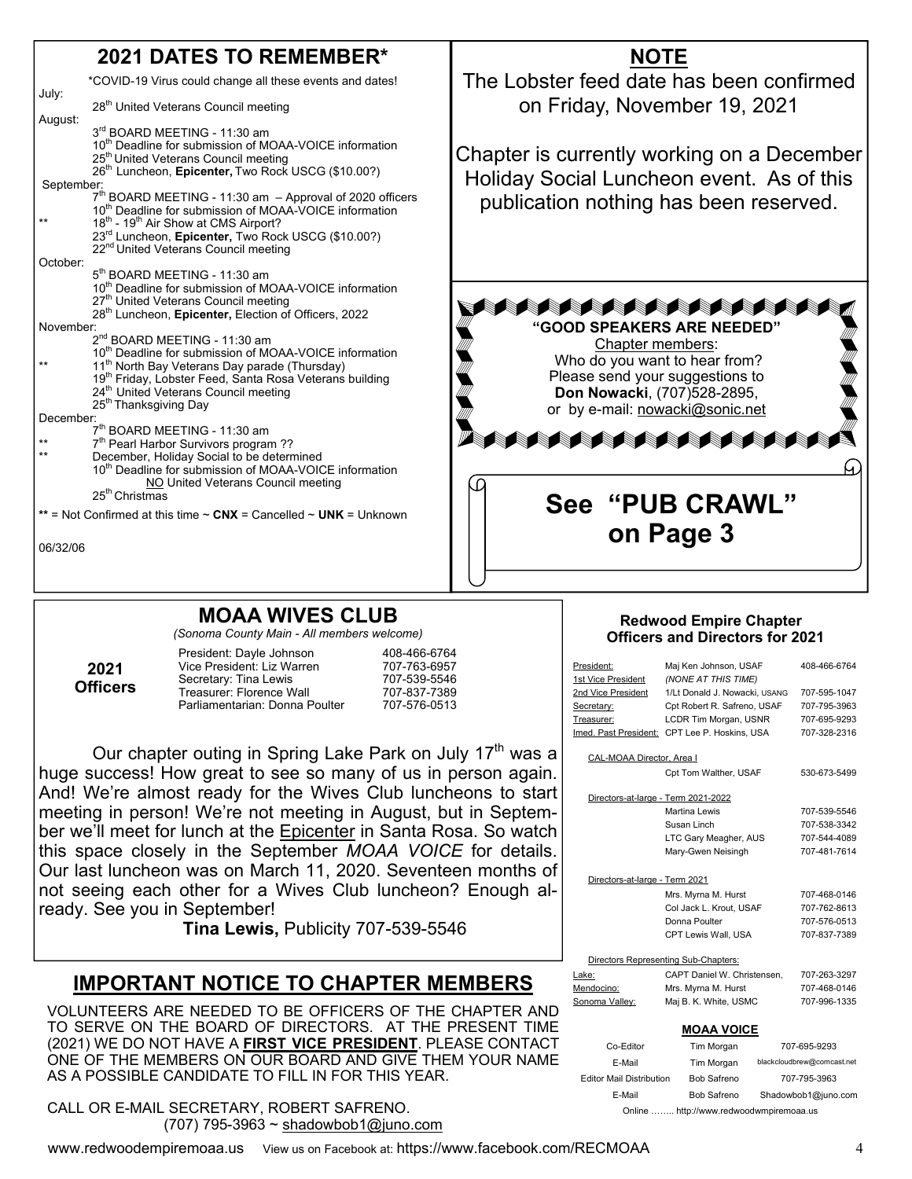## 2021 DATES TO REMEMBER*

*COVID-19 Virus could change all these events and dates!

July:
- 28th United Veterans Council meeting

August:
- 3rd BOARD MEETING - 11:30 am
- 10th Deadline for submission of MOAA-VOICE information
- 25th United Veterans Council meeting
- 26th Luncheon, **Epicenter,** Two Rock USCG ($10.00?)

September:
- 7th BOARD MEETING - 11:30 am – Approval of 2020 officers
- 10th Deadline for submission of MOAA-VOICE information
- ** 18th - 19th Air Show at CMS Airport?
- 23rd Luncheon, **Epicenter,** Two Rock USCG ($10.00?)
- 22nd United Veterans Council meeting

October:
- 5th BOARD MEETING - 11:30 am
- 10th Deadline for submission of MOAA-VOICE information
- 27th United Veterans Council meeting
- 28th Luncheon, **Epicenter,** Election of Officers, 2022

November:
- 2nd BOARD MEETING - 11:30 am
- 10th Deadline for submission of MOAA-VOICE information
- ** 11th North Bay Veterans Day parade (Thursday)
- 19th Friday, Lobster Feed, Santa Rosa Veterans building
- 24th United Veterans Council meeting
- 25th Thanksgiving Day

December:
- 7th BOARD MEETING - 11:30 am
- ** 7th Pearl Harbor Survivors program ??
- ** December, Holiday Social to be determined
- 10th Deadline for submission of MOAA-VOICE information
- NO United Veterans Council meeting
- 25th Christmas

** = Not Confirmed at this time ~ **CNX** = Cancelled ~ **UNK** = Unknown

06/32/06

## NOTE

The Lobster feed date has been confirmed on Friday, November 19, 2021

Chapter is currently working on a December Holiday Social Luncheon event. As of this publication nothing has been reserved.

**"GOOD SPEAKERS ARE NEEDED"**

Chapter members:
Who do you want to hear from?
Please send your suggestions to
**Don Nowacki**, (707)528-2895,
or by e-mail: nowacki@sonic.net

## See "PUB CRAWL" on Page 3

## MOAA WIVES CLUB

*(Sonoma County Main - All members welcome)*

**2021 Officers**

| | |
|---|---|
| President: Dayle Johnson | 408-466-6764 |
| Vice President: Liz Warren | 707-763-6957 |
| Secretary: Tina Lewis | 707-539-5546 |
| Treasurer: Florence Wall | 707-837-7389 |
| Parliamentarian: Donna Poulter | 707-576-0513 |

Our chapter outing in Spring Lake Park on July 17th was a huge success! How great to see so many of us in person again. And! We're almost ready for the Wives Club luncheons to start meeting in person! We're not meeting in August, but in September we'll meet for lunch at the Epicenter in Santa Rosa. So watch this space closely in the September *MOAA VOICE* for details. Our last luncheon was on March 11, 2020. Seventeen months of not seeing each other for a Wives Club luncheon? Enough already. See you in September!

**Tina Lewis,** Publicity 707-539-5546

## IMPORTANT NOTICE TO CHAPTER MEMBERS

VOLUNTEERS ARE NEEDED TO BE OFFICERS OF THE CHAPTER AND TO SERVE ON THE BOARD OF DIRECTORS. AT THE PRESENT TIME (2021) WE DO NOT HAVE A **FIRST VICE PRESIDENT**. PLEASE CONTACT ONE OF THE MEMBERS ON OUR BOARD AND GIVE THEM YOUR NAME AS A POSSIBLE CANDIDATE TO FILL IN FOR THIS YEAR.

CALL OR E-MAIL SECRETARY, ROBERT SAFRENO.
(707) 795-3963 ~ shadowbob1@juno.com

### Redwood Empire Chapter Officers and Directors for 2021

| | | |
|---|---|---|
| President: | Maj Ken Johnson, USAF | 408-466-6764 |
| 1st Vice President | *(NONE AT THIS TIME)* | |
| 2nd Vice President | 1/Lt Donald J. Nowacki, USANG | 707-595-1047 |
| Secretary: | Cpt Robert R. Safreno, USAF | 707-795-3963 |
| Treasurer: | LCDR Tim Morgan, USNR | 707-695-9293 |
| Imed. Past President: | CPT Lee P. Hoskins, USA | 707-328-2316 |
| CAL-MOAA Director, Area I | | |
| | Cpt Tom Walther, USAF | 530-673-5499 |
| Directors-at-large - Term 2021-2022 | | |
| | Martina Lewis | 707-539-5546 |
| | Susan Linch | 707-538-3342 |
| | LTC Gary Meagher, AUS | 707-544-4089 |
| | Mary-Gwen Neisingh | 707-481-7614 |
| Directors-at-large - Term 2021 | | |
| | Mrs. Myrna M. Hurst | 707-468-0146 |
| | Col Jack L. Krout, USAF | 707-762-8613 |
| | Donna Poulter | 707-576-0513 |
| | CPT Lewis Wall, USA | 707-837-7389 |
| Directors Representing Sub-Chapters: | | |
| Lake: | CAPT Daniel W. Christensen, | 707-263-3297 |
| Mendocino: | Mrs. Myrna M. Hurst | 707-468-0146 |
| Sonoma Valley: | Maj B. K. White, USMC | 707-996-1335 |

#### MOAA VOICE

| | | |
|---|---|---|
| Co-Editor | Tim Morgan | 707-695-9293 |
| E-Mail | Tim Morgan | blackcloudbrew@comcast.net |
| Editor Mail Distribution | Bob Safreno | 707-795-3963 |
| E-Mail | Bob Safreno | Shadowbob1@juno.com |

Online ........ http://www.redwoodwmpiremoaa.us

www.redwoodempiremoaa.us View us on Facebook at: https://www.facebook.com/RECMOAA